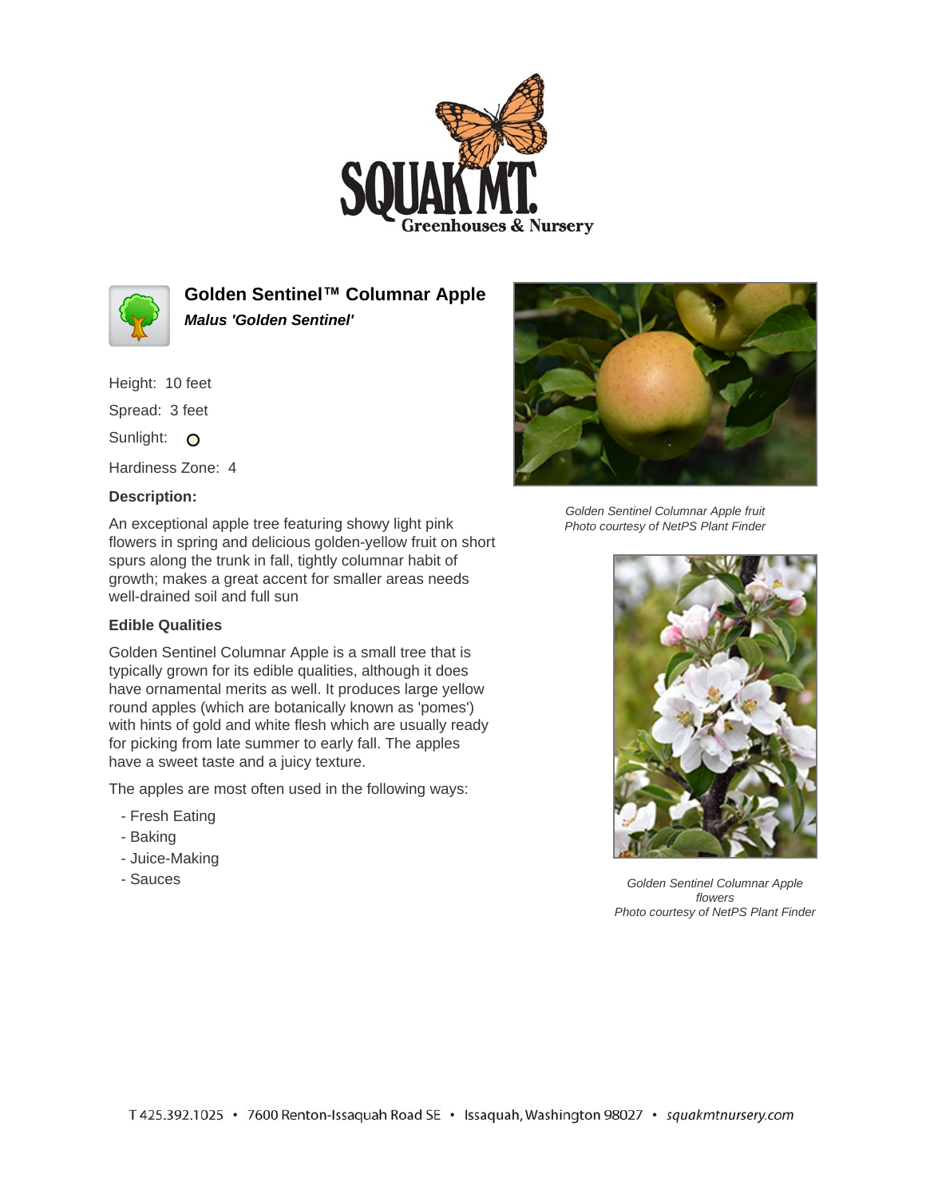# Golden Sentinel™ Columnar Apple

***Malus 'Golden Sentinel'***

Height: 10 feet

Spread: 3 feet

Sunlight:

Hardiness Zone: 4

**Description:**

An exceptional apple tree featuring showy light pink flowers in spring and delicious golden-yellow fruit on short spurs along the trunk in fall, tightly columnar habit of growth; makes a great accent for smaller areas needs well-drained soil and full sun

**Edible Qualities**

Golden Sentinel Columnar Apple is a small tree that is typically grown for its edible qualities, although it does have ornamental merits as well. It produces large yellow round apples (which are botanically known as 'pomes') with hints of gold and white flesh which are usually ready for picking from late summer to early fall. The apples have a sweet taste and a juicy texture.

The apples are most often used in the following ways:

- Fresh Eating
- Baking
- Juice-Making
- Sauces

*Golden Sentinel Columnar Apple fruit*
*Photo courtesy of NetPS Plant Finder*

*Golden Sentinel Columnar Apple flowers*
*Photo courtesy of NetPS Plant Finder*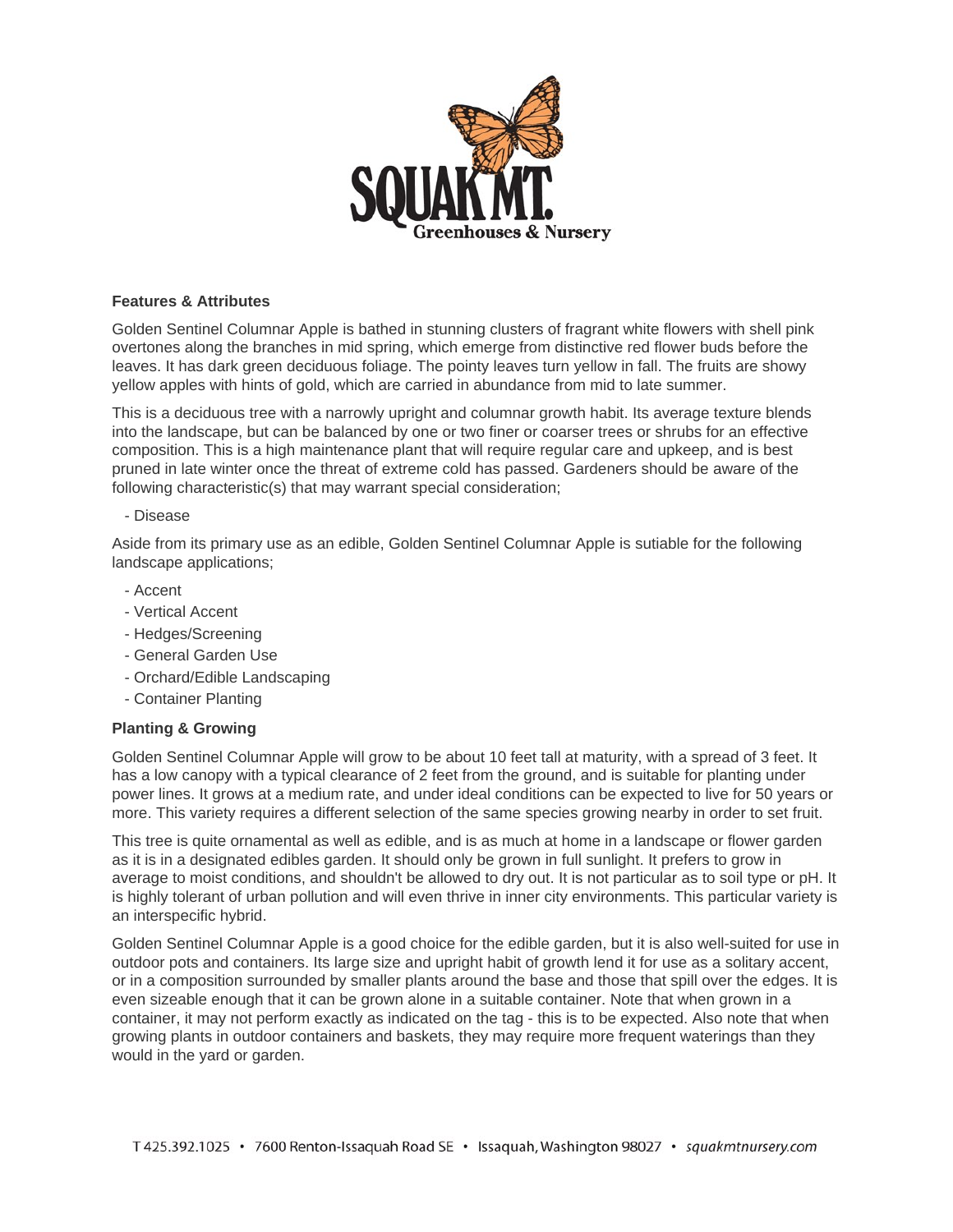**Features & Attributes**

Golden Sentinel Columnar Apple is bathed in stunning clusters of fragrant white flowers with shell pink overtones along the branches in mid spring, which emerge from distinctive red flower buds before the leaves. It has dark green deciduous foliage. The pointy leaves turn yellow in fall. The fruits are showy yellow apples with hints of gold, which are carried in abundance from mid to late summer.

This is a deciduous tree with a narrowly upright and columnar growth habit. Its average texture blends into the landscape, but can be balanced by one or two finer or coarser trees or shrubs for an effective composition. This is a high maintenance plant that will require regular care and upkeep, and is best pruned in late winter once the threat of extreme cold has passed. Gardeners should be aware of the following characteristic(s) that may warrant special consideration;

- Disease

Aside from its primary use as an edible, Golden Sentinel Columnar Apple is sutiable for the following landscape applications;

- Accent
- Vertical Accent
- Hedges/Screening
- General Garden Use
- Orchard/Edible Landscaping
- Container Planting

**Planting & Growing**

Golden Sentinel Columnar Apple will grow to be about 10 feet tall at maturity, with a spread of 3 feet. It has a low canopy with a typical clearance of 2 feet from the ground, and is suitable for planting under power lines. It grows at a medium rate, and under ideal conditions can be expected to live for 50 years or more. This variety requires a different selection of the same species growing nearby in order to set fruit.

This tree is quite ornamental as well as edible, and is as much at home in a landscape or flower garden as it is in a designated edibles garden. It should only be grown in full sunlight. It prefers to grow in average to moist conditions, and shouldn't be allowed to dry out. It is not particular as to soil type or pH. It is highly tolerant of urban pollution and will even thrive in inner city environments. This particular variety is an interspecific hybrid.

Golden Sentinel Columnar Apple is a good choice for the edible garden, but it is also well-suited for use in outdoor pots and containers. Its large size and upright habit of growth lend it for use as a solitary accent, or in a composition surrounded by smaller plants around the base and those that spill over the edges. It is even sizeable enough that it can be grown alone in a suitable container. Note that when grown in a container, it may not perform exactly as indicated on the tag - this is to be expected. Also note that when growing plants in outdoor containers and baskets, they may require more frequent waterings than they would in the yard or garden.